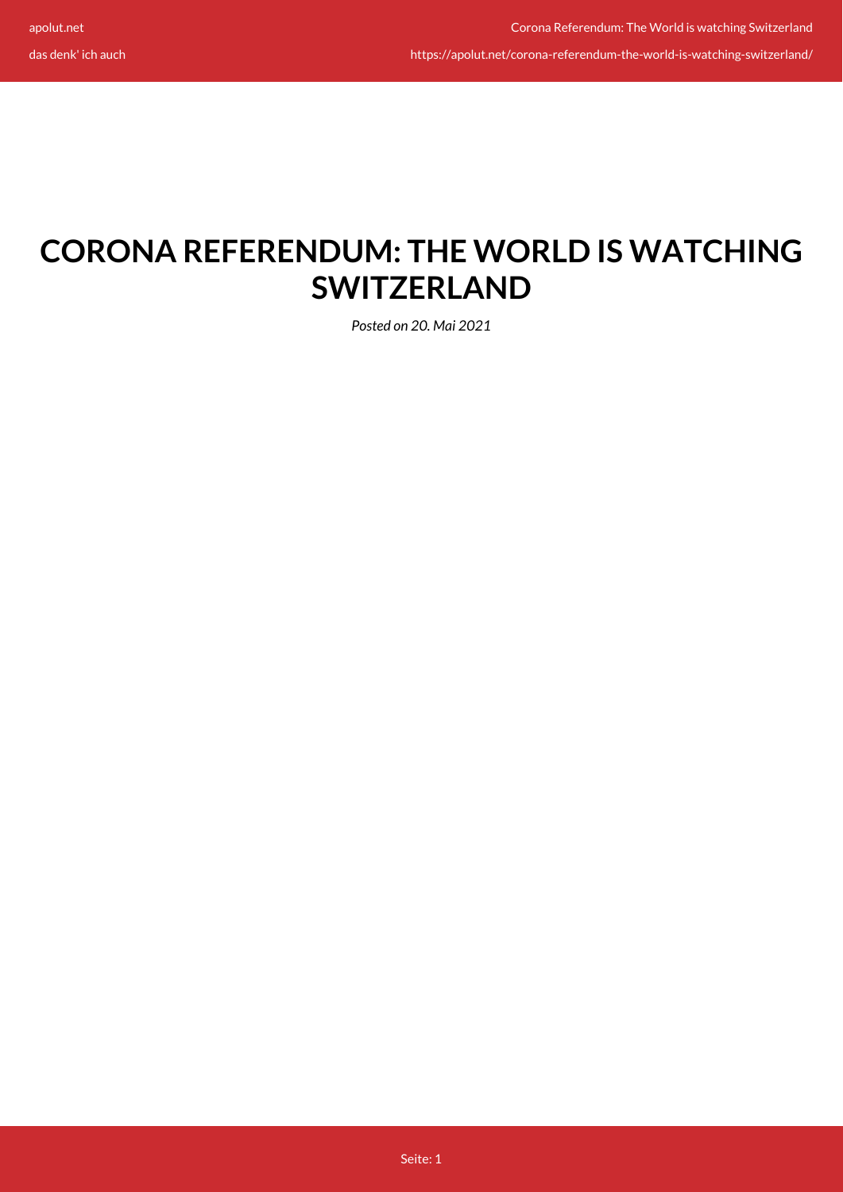# CORONA REFERENDUM: THE WORLD IS WATCHING SWITZERLAND

*Posted on 20. Mai 2021*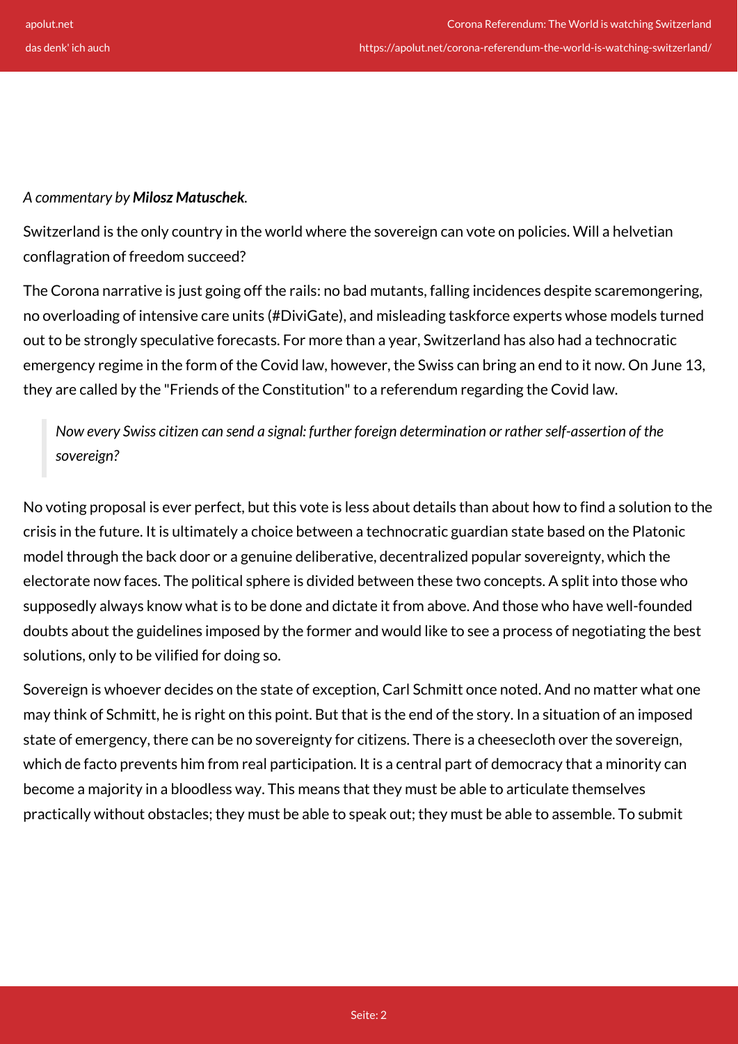*A commentary by **Milosz Matuschek**.*

Switzerland is the only country in the world where the sovereign can vote on policies. Will a helvetian conflagration of freedom succeed?

The Corona narrative is just going off the rails: no bad mutants, falling incidences despite scaremongering, no overloading of intensive care units (#DiviGate), and misleading taskforce experts whose models turned out to be strongly speculative forecasts. For more than a year, Switzerland has also had a technocratic emergency regime in the form of the Covid law, however, the Swiss can bring an end to it now. On June 13, they are called by the "Friends of the Constitution" to a referendum regarding the Covid law.

> *Now every Swiss citizen can send a signal: further foreign determination or rather self-assertion of the sovereign?*

No voting proposal is ever perfect, but this vote is less about details than about how to find a solution to the crisis in the future. It is ultimately a choice between a technocratic guardian state based on the Platonic model through the back door or a genuine deliberative, decentralized popular sovereignty, which the electorate now faces. The political sphere is divided between these two concepts. A split into those who supposedly always know what is to be done and dictate it from above. And those who have well-founded doubts about the guidelines imposed by the former and would like to see a process of negotiating the best solutions, only to be vilified for doing so.

Sovereign is whoever decides on the state of exception, Carl Schmitt once noted. And no matter what one may think of Schmitt, he is right on this point. But that is the end of the story. In a situation of an imposed state of emergency, there can be no sovereignty for citizens. There is a cheesecloth over the sovereign, which de facto prevents him from real participation. It is a central part of democracy that a minority can become a majority in a bloodless way. This means that they must be able to articulate themselves practically without obstacles; they must be able to speak out; they must be able to assemble. To submit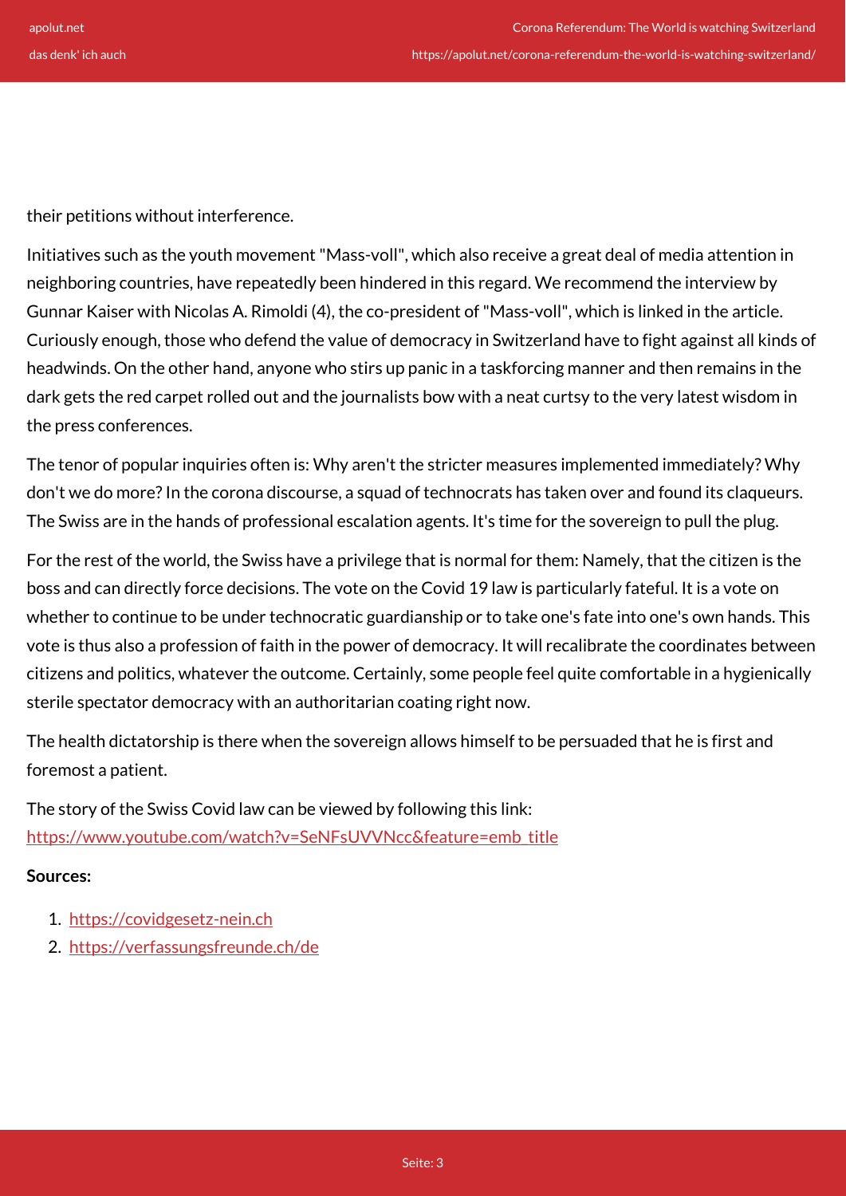their petitions without interference.

Initiatives such as the youth movement "Mass-voll", which also receive a great deal of media attention in neighboring countries, have repeatedly been hindered in this regard. We recommend the interview by Gunnar Kaiser with Nicolas A. Rimoldi (4), the co-president of "Mass-voll", which is linked in the article. Curiously enough, those who defend the value of democracy in Switzerland have to fight against all kinds of headwinds. On the other hand, anyone who stirs up panic in a taskforcing manner and then remains in the dark gets the red carpet rolled out and the journalists bow with a neat curtsy to the very latest wisdom in the press conferences.

The tenor of popular inquiries often is: Why aren't the stricter measures implemented immediately? Why don't we do more? In the corona discourse, a squad of technocrats has taken over and found its claqueurs. The Swiss are in the hands of professional escalation agents. It's time for the sovereign to pull the plug.

For the rest of the world, the Swiss have a privilege that is normal for them: Namely, that the citizen is the boss and can directly force decisions. The vote on the Covid 19 law is particularly fateful. It is a vote on whether to continue to be under technocratic guardianship or to take one's fate into one's own hands. This vote is thus also a profession of faith in the power of democracy. It will recalibrate the coordinates between citizens and politics, whatever the outcome. Certainly, some people feel quite comfortable in a hygienically sterile spectator democracy with an authoritarian coating right now.

The health dictatorship is there when the sovereign allows himself to be persuaded that he is first and foremost a patient.

The story of the Swiss Covid law can be viewed by following this link: [https://www.youtube.com/watch?v=SeNFsUVVNcc&feature=emb_title](https://www.youtube.com/watch?v=SeNFsUVVNcc&feature=emb_title)

**Sources:**

1. [https://covidgesetz-nein.ch](https://covidgesetz-nein.ch)
2. [https://verfassungsfreunde.ch/de](https://verfassungsfreunde.ch/de)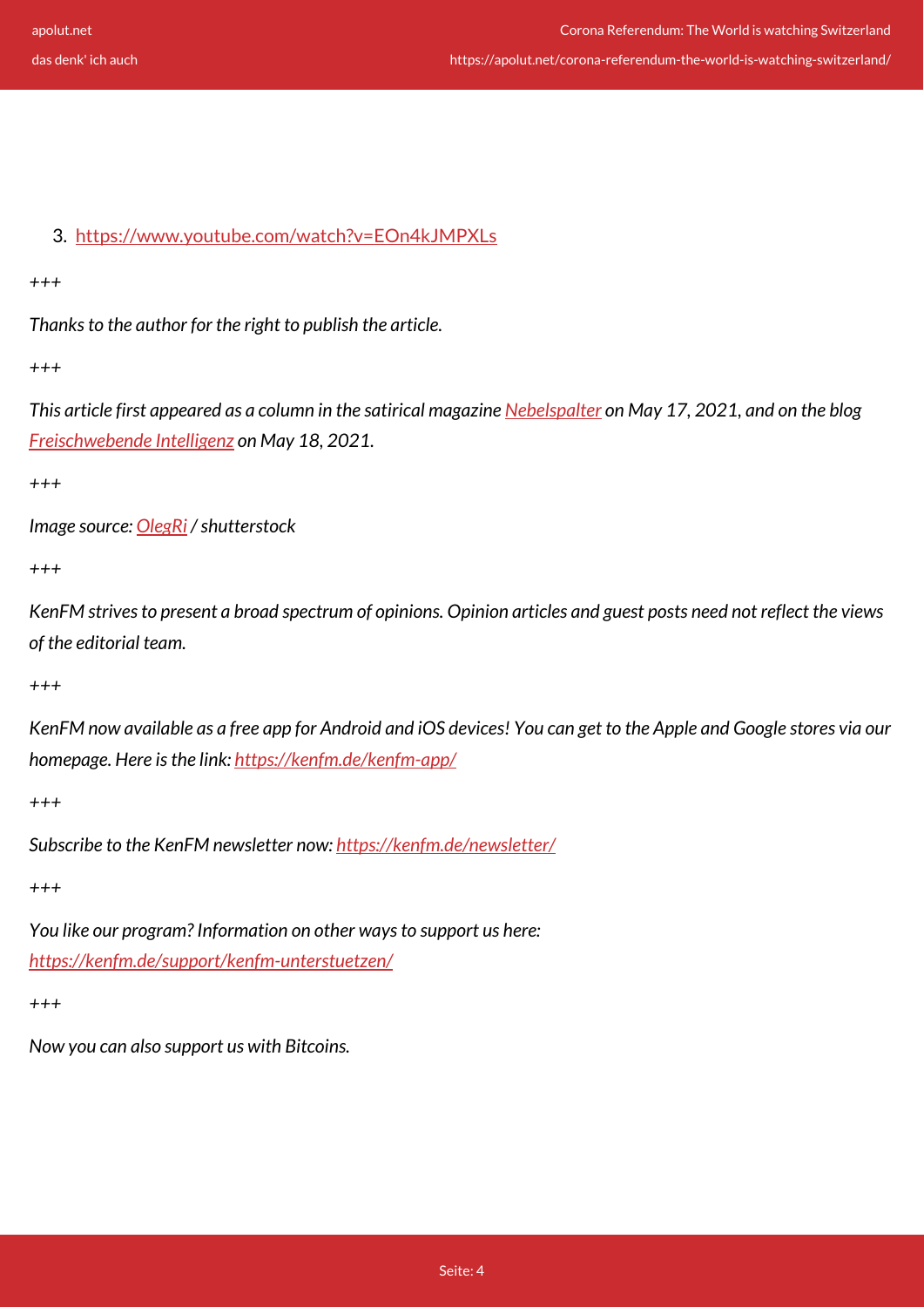3. [https://www.youtube.com/watch?v=EOn4kJMPXLs](https://www.youtube.com/watch?v=EOn4kJMPXLs)

*+++*

*Thanks to the author for the right to publish the article.*

*+++*

*This article first appeared as a column in the satirical magazine [Nebelspalter](#) on May 17, 2021, and on the blog [Freischwebende Intelligenz](#) on May 18, 2021.*

*+++*

*Image source: [OlegRi](#) / shutterstock*

*+++*

*KenFM strives to present a broad spectrum of opinions. Opinion articles and guest posts need not reflect the views of the editorial team.*

*+++*

*KenFM now available as a free app for Android and iOS devices! You can get to the Apple and Google stores via our homepage. Here is the link: [https://kenfm.de/kenfm-app/](https://kenfm.de/kenfm-app/)*

*+++*

*Subscribe to the KenFM newsletter now: [https://kenfm.de/newsletter/](https://kenfm.de/newsletter/)*

*+++*

*You like our program? Information on other ways to support us here: [https://kenfm.de/support/kenfm-unterstuetzen/](https://kenfm.de/support/kenfm-unterstuetzen/)*

*+++*

*Now you can also support us with Bitcoins.*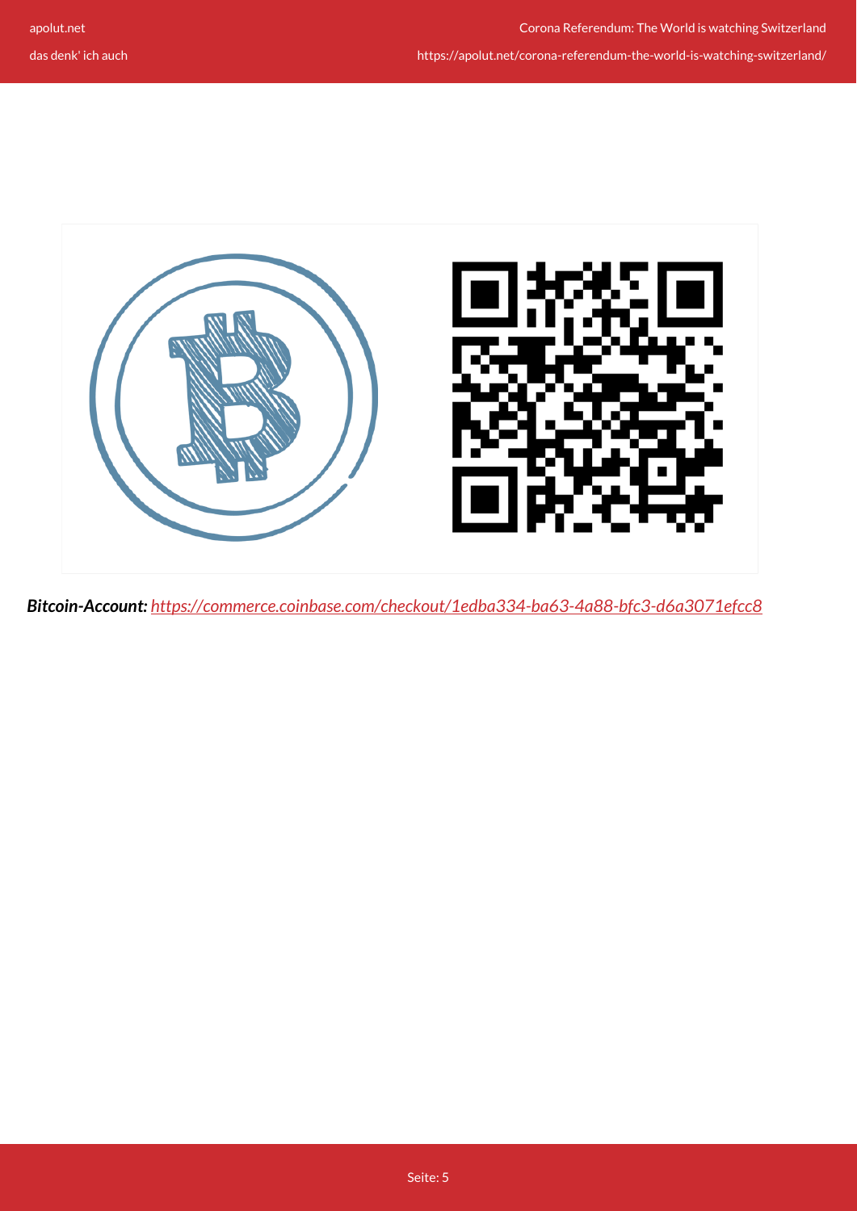***Bitcoin-Account:** [https://commerce.coinbase.com/checkout/1edba334-ba63-4a88-bfc3-d6a3071efcc8](https://commerce.coinbase.com/checkout/1edba334-ba63-4a88-bfc3-d6a3071efcc8)*